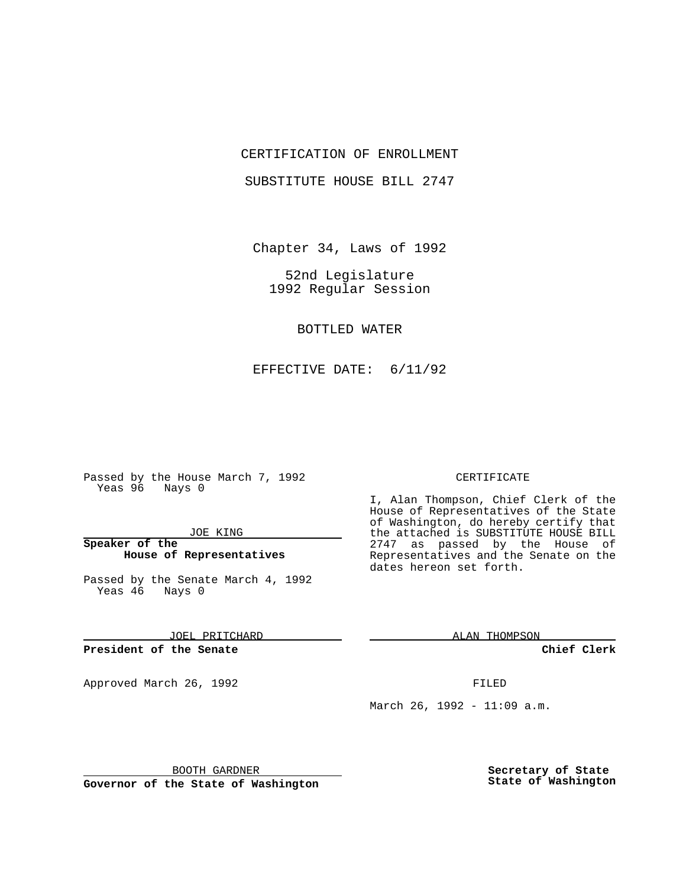CERTIFICATION OF ENROLLMENT

SUBSTITUTE HOUSE BILL 2747

Chapter 34, Laws of 1992

52nd Legislature
1992 Regular Session

BOTTLED WATER

EFFECTIVE DATE: 6/11/92

Passed by the House March 7, 1992
Yeas 96 Nays 0

JOE KING

**Speaker of the House of Representatives**

Passed by the Senate March 4, 1992
Yeas 46 Nays 0

JOEL PRITCHARD

**President of the Senate**

Approved March 26, 1992

BOOTH GARDNER

**Governor of the State of Washington**

CERTIFICATE

I, Alan Thompson, Chief Clerk of the House of Representatives of the State of Washington, do hereby certify that the attached is SUBSTITUTE HOUSE BILL 2747 as passed by the House of Representatives and the Senate on the dates hereon set forth.

ALAN THOMPSON

**Chief Clerk**

FILED

March 26, 1992 - 11:09 a.m.

**Secretary of State State of Washington**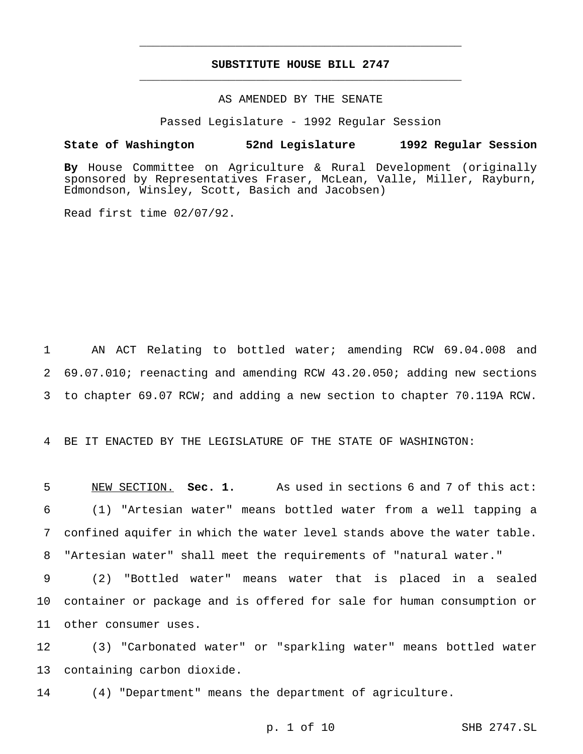# SUBSTITUTE HOUSE BILL 2747

AS AMENDED BY THE SENATE

Passed Legislature - 1992 Regular Session

**State of Washington 52nd Legislature 1992 Regular Session**

**By** House Committee on Agriculture & Rural Development (originally sponsored by Representatives Fraser, McLean, Valle, Miller, Rayburn, Edmondson, Winsley, Scott, Basich and Jacobsen)

Read first time 02/07/92.

AN ACT Relating to bottled water; amending RCW 69.04.008 and 69.07.010; reenacting and amending RCW 43.20.050; adding new sections to chapter 69.07 RCW; and adding a new section to chapter 70.119A RCW.

BE IT ENACTED BY THE LEGISLATURE OF THE STATE OF WASHINGTON:

NEW SECTION. **Sec. 1.** As used in sections 6 and 7 of this act:

(1) "Artesian water" means bottled water from a well tapping a confined aquifer in which the water level stands above the water table. "Artesian water" shall meet the requirements of "natural water."

(2) "Bottled water" means water that is placed in a sealed container or package and is offered for sale for human consumption or other consumer uses.

(3) "Carbonated water" or "sparkling water" means bottled water containing carbon dioxide.

(4) "Department" means the department of agriculture.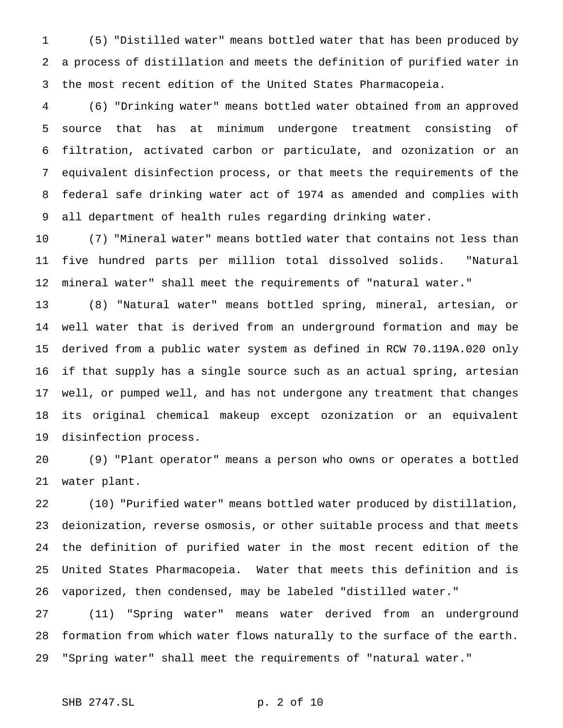(5) "Distilled water" means bottled water that has been produced by a process of distillation and meets the definition of purified water in the most recent edition of the United States Pharmacopeia.

(6) "Drinking water" means bottled water obtained from an approved source that has at minimum undergone treatment consisting of filtration, activated carbon or particulate, and ozonization or an equivalent disinfection process, or that meets the requirements of the federal safe drinking water act of 1974 as amended and complies with all department of health rules regarding drinking water.

(7) "Mineral water" means bottled water that contains not less than five hundred parts per million total dissolved solids. "Natural mineral water" shall meet the requirements of "natural water."

(8) "Natural water" means bottled spring, mineral, artesian, or well water that is derived from an underground formation and may be derived from a public water system as defined in RCW 70.119A.020 only if that supply has a single source such as an actual spring, artesian well, or pumped well, and has not undergone any treatment that changes its original chemical makeup except ozonization or an equivalent disinfection process.

(9) "Plant operator" means a person who owns or operates a bottled water plant.

(10) "Purified water" means bottled water produced by distillation, deionization, reverse osmosis, or other suitable process and that meets the definition of purified water in the most recent edition of the United States Pharmacopeia. Water that meets this definition and is vaporized, then condensed, may be labeled "distilled water."

(11) "Spring water" means water derived from an underground formation from which water flows naturally to the surface of the earth. "Spring water" shall meet the requirements of "natural water."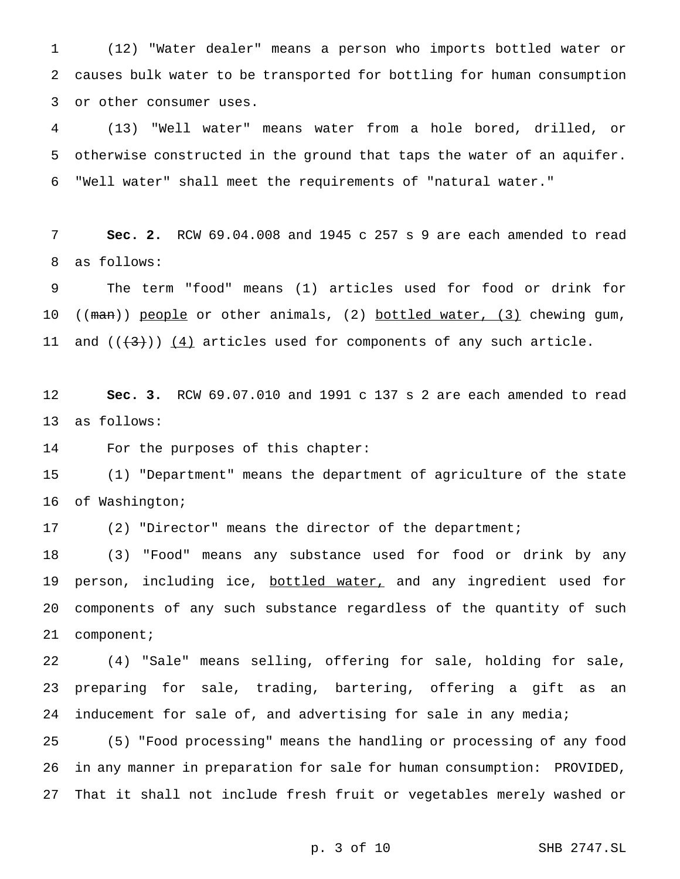(12) "Water dealer" means a person who imports bottled water or causes bulk water to be transported for bottling for human consumption or other consumer uses.

(13) "Well water" means water from a hole bored, drilled, or otherwise constructed in the ground that taps the water of an aquifer. "Well water" shall meet the requirements of "natural water."

**Sec. 2.** RCW 69.04.008 and 1945 c 257 s 9 are each amended to read as follows:

The term "food" means (1) articles used for food or drink for ((~~man~~)) <u>people</u> or other animals, (2) <u>bottled water, (3)</u> chewing gum, and ((~~(3)~~)) <u>(4)</u> articles used for components of any such article.

**Sec. 3.** RCW 69.07.010 and 1991 c 137 s 2 are each amended to read as follows:

For the purposes of this chapter:

(1) "Department" means the department of agriculture of the state of Washington;

(2) "Director" means the director of the department;

(3) "Food" means any substance used for food or drink by any person, including ice, <u>bottled water,</u> and any ingredient used for components of any such substance regardless of the quantity of such component;

(4) "Sale" means selling, offering for sale, holding for sale, preparing for sale, trading, bartering, offering a gift as an inducement for sale of, and advertising for sale in any media;

(5) "Food processing" means the handling or processing of any food in any manner in preparation for sale for human consumption: PROVIDED, That it shall not include fresh fruit or vegetables merely washed or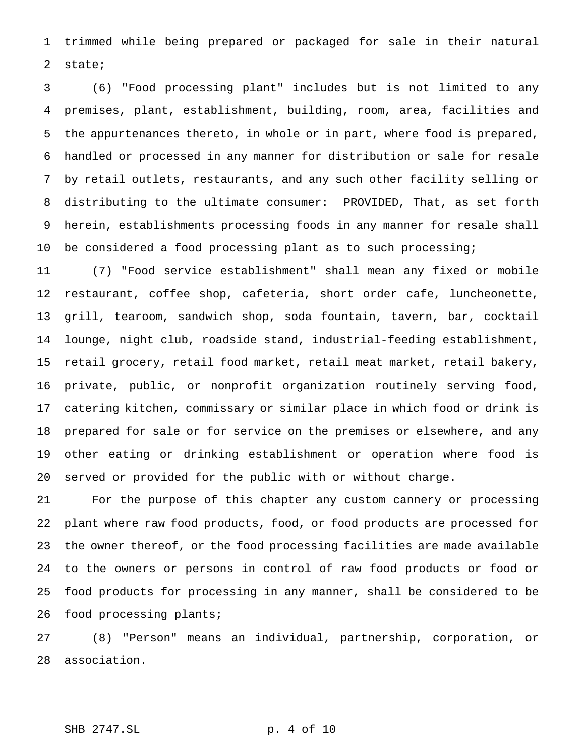trimmed while being prepared or packaged for sale in their natural state;

(6) "Food processing plant" includes but is not limited to any premises, plant, establishment, building, room, area, facilities and the appurtenances thereto, in whole or in part, where food is prepared, handled or processed in any manner for distribution or sale for resale by retail outlets, restaurants, and any such other facility selling or distributing to the ultimate consumer: PROVIDED, That, as set forth herein, establishments processing foods in any manner for resale shall be considered a food processing plant as to such processing;

(7) "Food service establishment" shall mean any fixed or mobile restaurant, coffee shop, cafeteria, short order cafe, luncheonette, grill, tearoom, sandwich shop, soda fountain, tavern, bar, cocktail lounge, night club, roadside stand, industrial-feeding establishment, retail grocery, retail food market, retail meat market, retail bakery, private, public, or nonprofit organization routinely serving food, catering kitchen, commissary or similar place in which food or drink is prepared for sale or for service on the premises or elsewhere, and any other eating or drinking establishment or operation where food is served or provided for the public with or without charge.

For the purpose of this chapter any custom cannery or processing plant where raw food products, food, or food products are processed for the owner thereof, or the food processing facilities are made available to the owners or persons in control of raw food products or food or food products for processing in any manner, shall be considered to be food processing plants;

(8) "Person" means an individual, partnership, corporation, or association.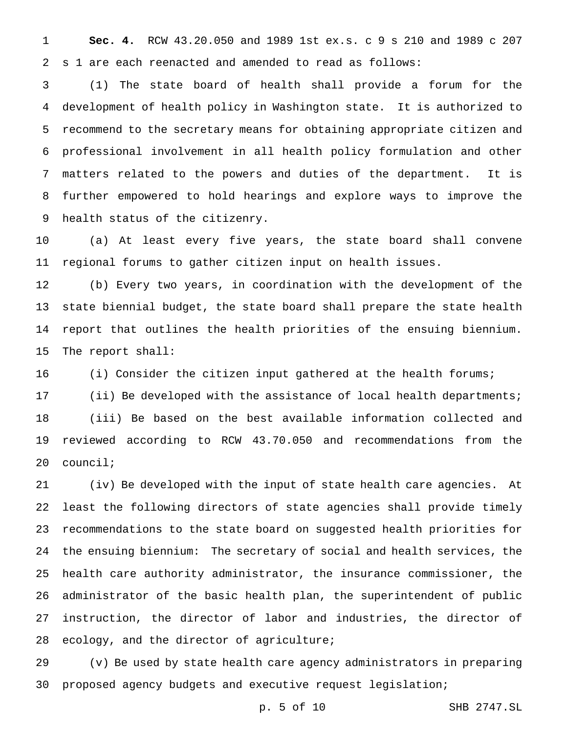**Sec. 4.** RCW 43.20.050 and 1989 1st ex.s. c 9 s 210 and 1989 c 207 s 1 are each reenacted and amended to read as follows:

(1) The state board of health shall provide a forum for the development of health policy in Washington state. It is authorized to recommend to the secretary means for obtaining appropriate citizen and professional involvement in all health policy formulation and other matters related to the powers and duties of the department. It is further empowered to hold hearings and explore ways to improve the health status of the citizenry.

(a) At least every five years, the state board shall convene regional forums to gather citizen input on health issues.

(b) Every two years, in coordination with the development of the state biennial budget, the state board shall prepare the state health report that outlines the health priorities of the ensuing biennium. The report shall:

(i) Consider the citizen input gathered at the health forums;

(ii) Be developed with the assistance of local health departments;

(iii) Be based on the best available information collected and reviewed according to RCW 43.70.050 and recommendations from the council;

(iv) Be developed with the input of state health care agencies. At least the following directors of state agencies shall provide timely recommendations to the state board on suggested health priorities for the ensuing biennium: The secretary of social and health services, the health care authority administrator, the insurance commissioner, the administrator of the basic health plan, the superintendent of public instruction, the director of labor and industries, the director of ecology, and the director of agriculture;

(v) Be used by state health care agency administrators in preparing proposed agency budgets and executive request legislation;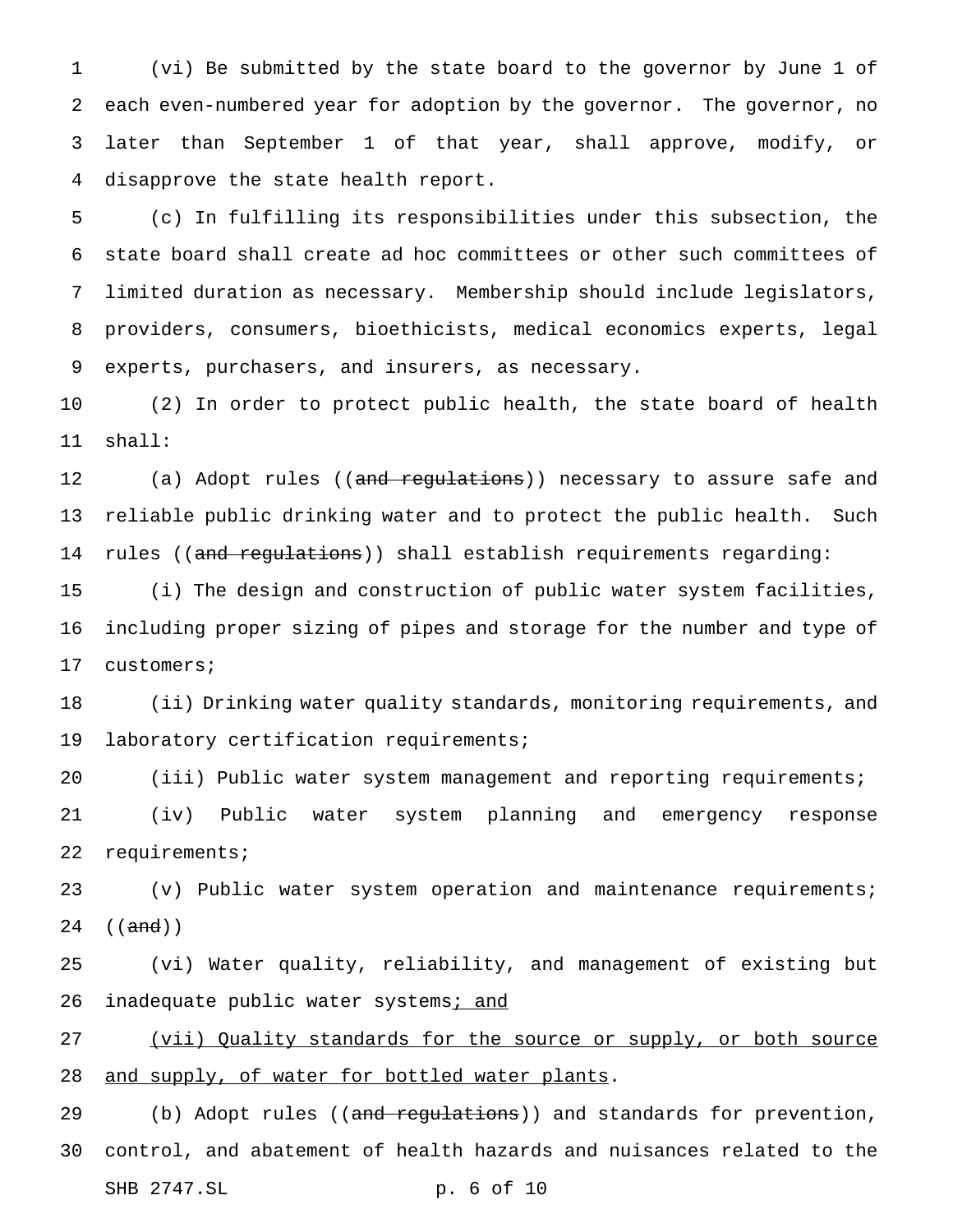(vi) Be submitted by the state board to the governor by June 1 of each even-numbered year for adoption by the governor. The governor, no later than September 1 of that year, shall approve, modify, or disapprove the state health report.

(c) In fulfilling its responsibilities under this subsection, the state board shall create ad hoc committees or other such committees of limited duration as necessary. Membership should include legislators, providers, consumers, bioethicists, medical economics experts, legal experts, purchasers, and insurers, as necessary.

(2) In order to protect public health, the state board of health shall:

(a) Adopt rules ((~~and regulations~~)) necessary to assure safe and reliable public drinking water and to protect the public health. Such rules ((~~and regulations~~)) shall establish requirements regarding:

(i) The design and construction of public water system facilities, including proper sizing of pipes and storage for the number and type of customers;

(ii) Drinking water quality standards, monitoring requirements, and laboratory certification requirements;

(iii) Public water system management and reporting requirements;

(iv) Public water system planning and emergency response requirements;

(v) Public water system operation and maintenance requirements; ((~~and~~))

(vi) Water quality, reliability, and management of existing but inadequate public water systems<u>; and</u>

<u>(vii) Quality standards for the source or supply, or both source and supply, of water for bottled water plants</u>.

(b) Adopt rules ((~~and regulations~~)) and standards for prevention, control, and abatement of health hazards and nuisances related to the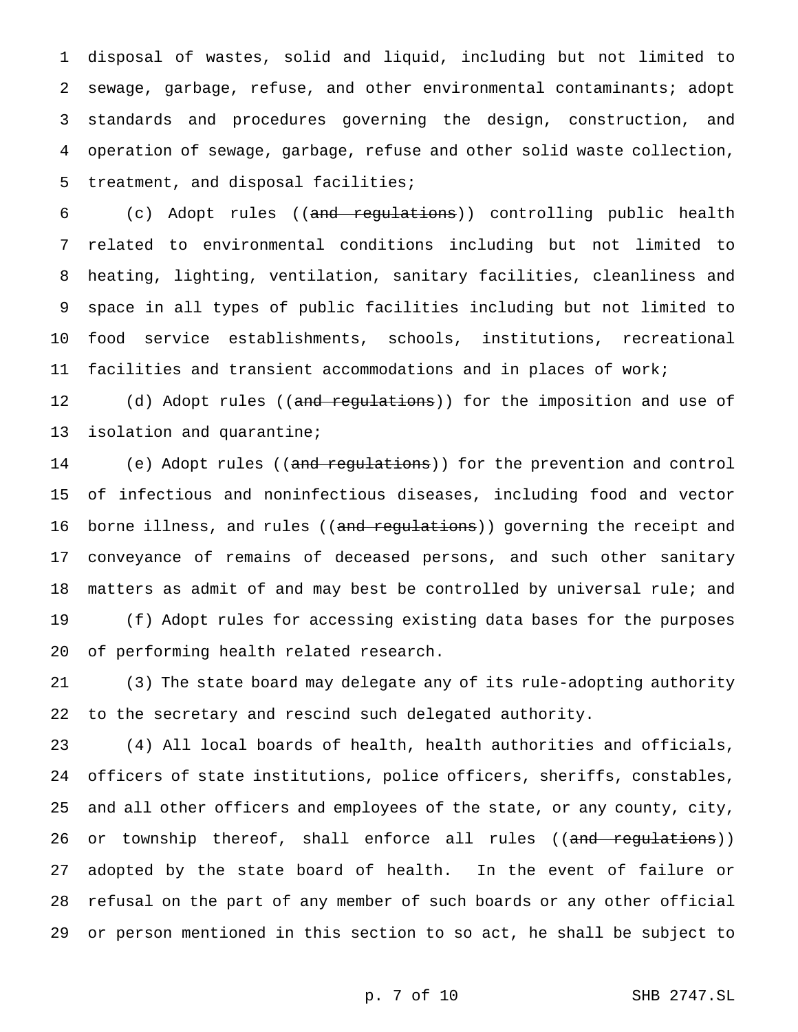disposal of wastes, solid and liquid, including but not limited to sewage, garbage, refuse, and other environmental contaminants; adopt standards and procedures governing the design, construction, and operation of sewage, garbage, refuse and other solid waste collection, treatment, and disposal facilities;

(c) Adopt rules ((~~and regulations~~)) controlling public health related to environmental conditions including but not limited to heating, lighting, ventilation, sanitary facilities, cleanliness and space in all types of public facilities including but not limited to food service establishments, schools, institutions, recreational facilities and transient accommodations and in places of work;

(d) Adopt rules ((~~and regulations~~)) for the imposition and use of isolation and quarantine;

(e) Adopt rules ((~~and regulations~~)) for the prevention and control of infectious and noninfectious diseases, including food and vector borne illness, and rules ((~~and regulations~~)) governing the receipt and conveyance of remains of deceased persons, and such other sanitary matters as admit of and may best be controlled by universal rule; and

(f) Adopt rules for accessing existing data bases for the purposes of performing health related research.

(3) The state board may delegate any of its rule-adopting authority to the secretary and rescind such delegated authority.

(4) All local boards of health, health authorities and officials, officers of state institutions, police officers, sheriffs, constables, and all other officers and employees of the state, or any county, city, or township thereof, shall enforce all rules ((~~and regulations~~)) adopted by the state board of health. In the event of failure or refusal on the part of any member of such boards or any other official or person mentioned in this section to so act, he shall be subject to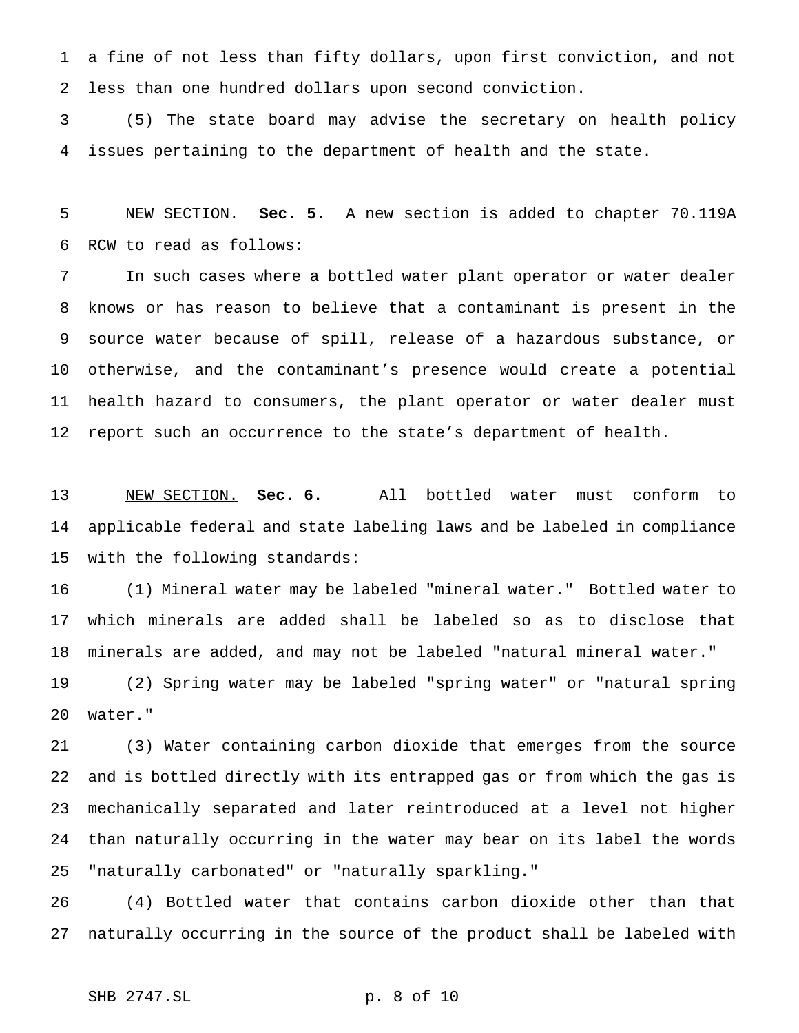a fine of not less than fifty dollars, upon first conviction, and not less than one hundred dollars upon second conviction.

(5) The state board may advise the secretary on health policy issues pertaining to the department of health and the state.

NEW SECTION. **Sec. 5.** A new section is added to chapter 70.119A RCW to read as follows:

In such cases where a bottled water plant operator or water dealer knows or has reason to believe that a contaminant is present in the source water because of spill, release of a hazardous substance, or otherwise, and the contaminant's presence would create a potential health hazard to consumers, the plant operator or water dealer must report such an occurrence to the state's department of health.

NEW SECTION. **Sec. 6.** All bottled water must conform to applicable federal and state labeling laws and be labeled in compliance with the following standards:

(1) Mineral water may be labeled "mineral water." Bottled water to which minerals are added shall be labeled so as to disclose that minerals are added, and may not be labeled "natural mineral water."

(2) Spring water may be labeled "spring water" or "natural spring water."

(3) Water containing carbon dioxide that emerges from the source and is bottled directly with its entrapped gas or from which the gas is mechanically separated and later reintroduced at a level not higher than naturally occurring in the water may bear on its label the words "naturally carbonated" or "naturally sparkling."

(4) Bottled water that contains carbon dioxide other than that naturally occurring in the source of the product shall be labeled with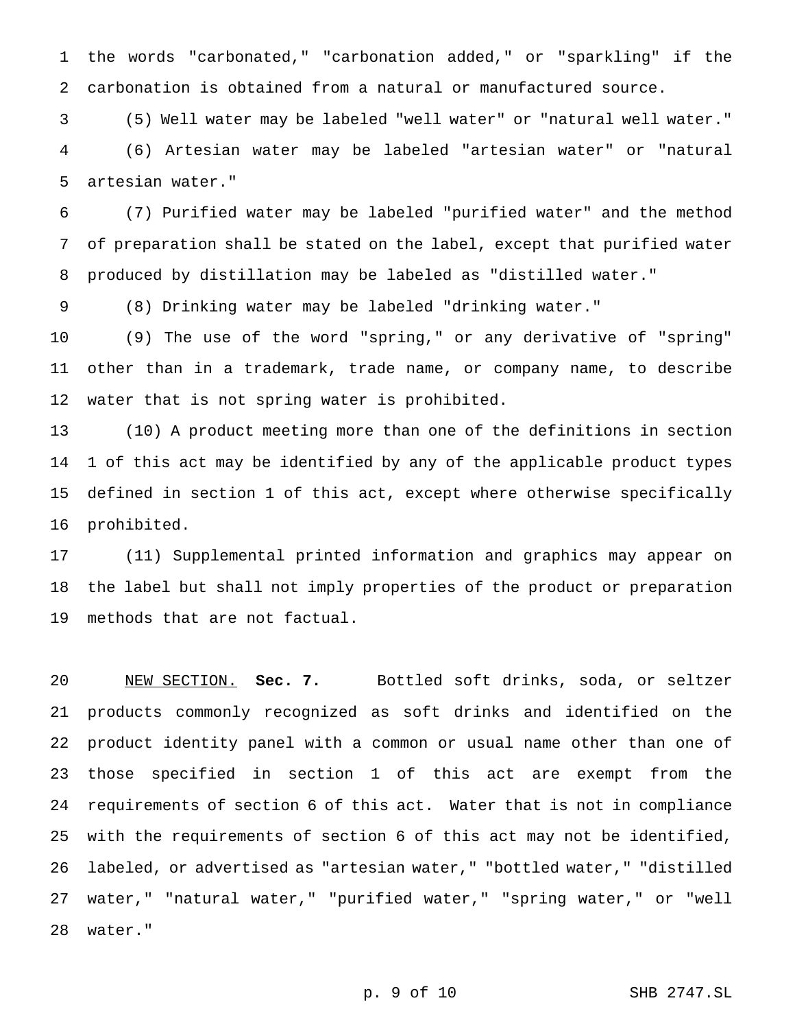the words "carbonated," "carbonation added," or "sparkling" if the carbonation is obtained from a natural or manufactured source.

(5) Well water may be labeled "well water" or "natural well water."

(6) Artesian water may be labeled "artesian water" or "natural artesian water."

(7) Purified water may be labeled "purified water" and the method of preparation shall be stated on the label, except that purified water produced by distillation may be labeled as "distilled water."

(8) Drinking water may be labeled "drinking water."

(9) The use of the word "spring," or any derivative of "spring" other than in a trademark, trade name, or company name, to describe water that is not spring water is prohibited.

(10) A product meeting more than one of the definitions in section 1 of this act may be identified by any of the applicable product types defined in section 1 of this act, except where otherwise specifically prohibited.

(11) Supplemental printed information and graphics may appear on the label but shall not imply properties of the product or preparation methods that are not factual.

NEW SECTION. **Sec. 7.** Bottled soft drinks, soda, or seltzer products commonly recognized as soft drinks and identified on the product identity panel with a common or usual name other than one of those specified in section 1 of this act are exempt from the requirements of section 6 of this act. Water that is not in compliance with the requirements of section 6 of this act may not be identified, labeled, or advertised as "artesian water," "bottled water," "distilled water," "natural water," "purified water," "spring water," or "well water."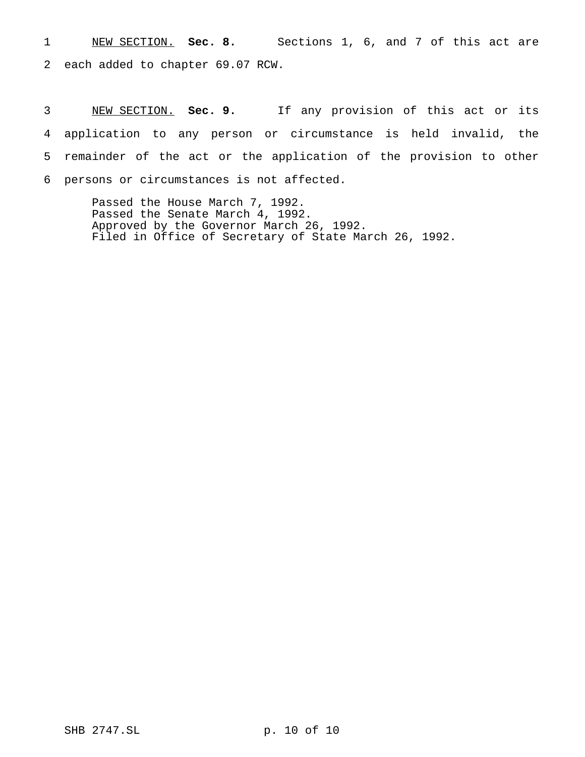NEW SECTION. **Sec. 8.** Sections 1, 6, and 7 of this act are each added to chapter 69.07 RCW.

NEW SECTION. **Sec. 9.** If any provision of this act or its application to any person or circumstance is held invalid, the remainder of the act or the application of the provision to other persons or circumstances is not affected.

Passed the House March 7, 1992.
Passed the Senate March 4, 1992.
Approved by the Governor March 26, 1992.
Filed in Office of Secretary of State March 26, 1992.